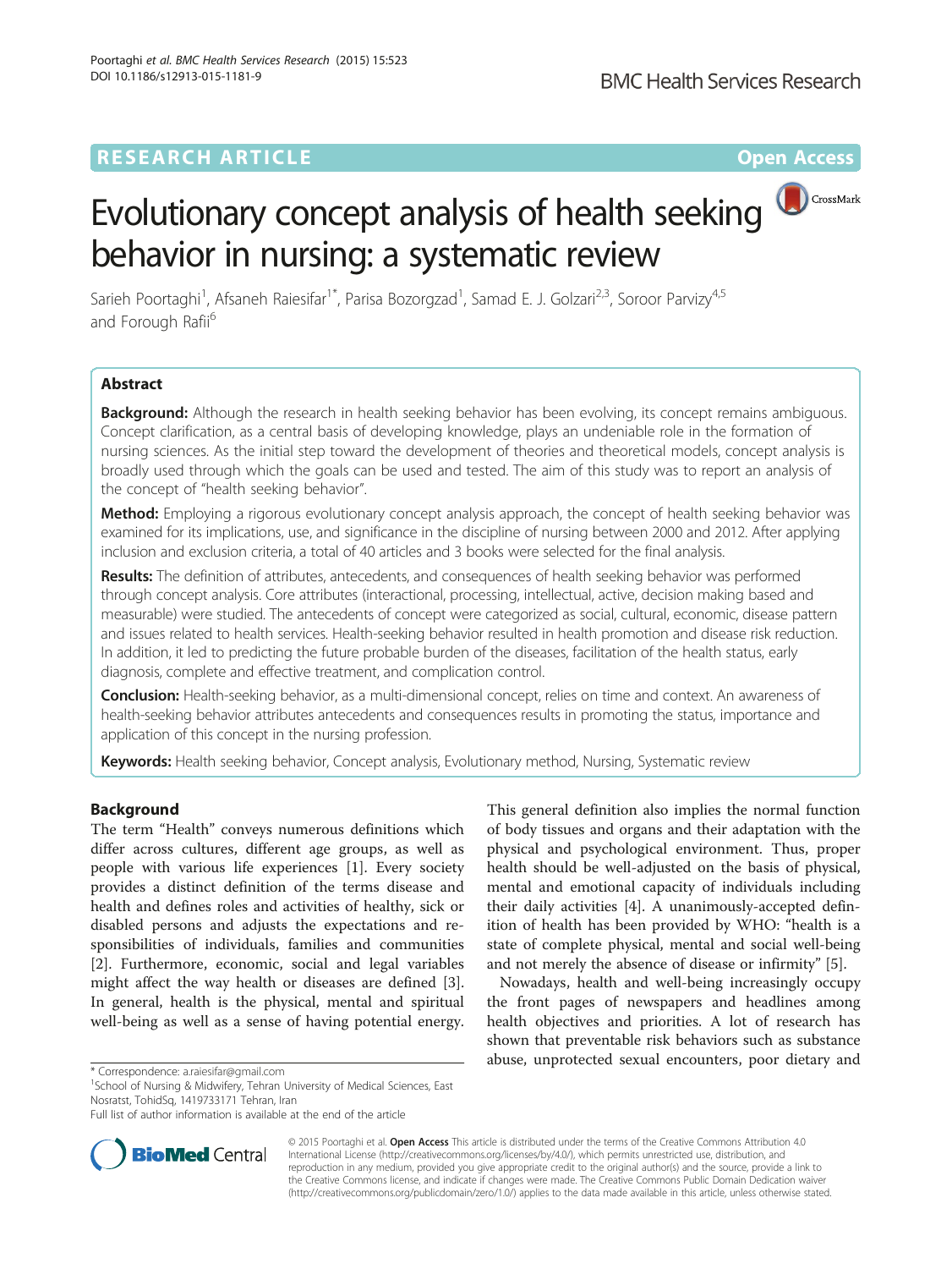RESEARCH ARTICLE

Open Access

# Evolutionary concept analysis of health seeking behavior in nursing: a systematic review

Sarieh Poortaghi[1], Afsaneh Raiesifar[1*], Parisa Bozorgzad[1], Samad E. J. Golzari[2,3], Soroor Parvizy[4,5] and Forough Rafii[6]

## Abstract

**Background:** Although the research in health seeking behavior has been evolving, its concept remains ambiguous. Concept clarification, as a central basis of developing knowledge, plays an undeniable role in the formation of nursing sciences. As the initial step toward the development of theories and theoretical models, concept analysis is broadly used through which the goals can be used and tested. The aim of this study was to report an analysis of the concept of "health seeking behavior".

**Method:** Employing a rigorous evolutionary concept analysis approach, the concept of health seeking behavior was examined for its implications, use, and significance in the discipline of nursing between 2000 and 2012. After applying inclusion and exclusion criteria, a total of 40 articles and 3 books were selected for the final analysis.

**Results:** The definition of attributes, antecedents, and consequences of health seeking behavior was performed through concept analysis. Core attributes (interactional, processing, intellectual, active, decision making based and measurable) were studied. The antecedents of concept were categorized as social, cultural, economic, disease pattern and issues related to health services. Health-seeking behavior resulted in health promotion and disease risk reduction. In addition, it led to predicting the future probable burden of the diseases, facilitation of the health status, early diagnosis, complete and effective treatment, and complication control.

**Conclusion:** Health-seeking behavior, as a multi-dimensional concept, relies on time and context. An awareness of health-seeking behavior attributes antecedents and consequences results in promoting the status, importance and application of this concept in the nursing profession.

**Keywords:** Health seeking behavior, Concept analysis, Evolutionary method, Nursing, Systematic review

## Background

The term "Health" conveys numerous definitions which differ across cultures, different age groups, as well as people with various life experiences [1]. Every society provides a distinct definition of the terms disease and health and defines roles and activities of healthy, sick or disabled persons and adjusts the expectations and responsibilities of individuals, families and communities [2]. Furthermore, economic, social and legal variables might affect the way health or diseases are defined [3]. In general, health is the physical, mental and spiritual well-being as well as a sense of having potential energy. This general definition also implies the normal function of body tissues and organs and their adaptation with the physical and psychological environment. Thus, proper health should be well-adjusted on the basis of physical, mental and emotional capacity of individuals including their daily activities [4]. A unanimously-accepted definition of health has been provided by WHO: "health is a state of complete physical, mental and social well-being and not merely the absence of disease or infirmity" [5].

Nowadays, health and well-being increasingly occupy the front pages of newspapers and headlines among health objectives and priorities. A lot of research has shown that preventable risk behaviors such as substance abuse, unprotected sexual encounters, poor dietary and

\* Correspondence: a.raiesifar@gmail.com
[1]School of Nursing & Midwifery, Tehran University of Medical Sciences, East Nosratst, TohidSq, 1419733171 Tehran, Iran
Full list of author information is available at the end of the article

© 2015 Poortaghi et al. **Open Access** This article is distributed under the terms of the Creative Commons Attribution 4.0 International License (http://creativecommons.org/licenses/by/4.0/), which permits unrestricted use, distribution, and reproduction in any medium, provided you give appropriate credit to the original author(s) and the source, provide a link to the Creative Commons license, and indicate if changes were made. The Creative Commons Public Domain Dedication waiver (http://creativecommons.org/publicdomain/zero/1.0/) applies to the data made available in this article, unless otherwise stated.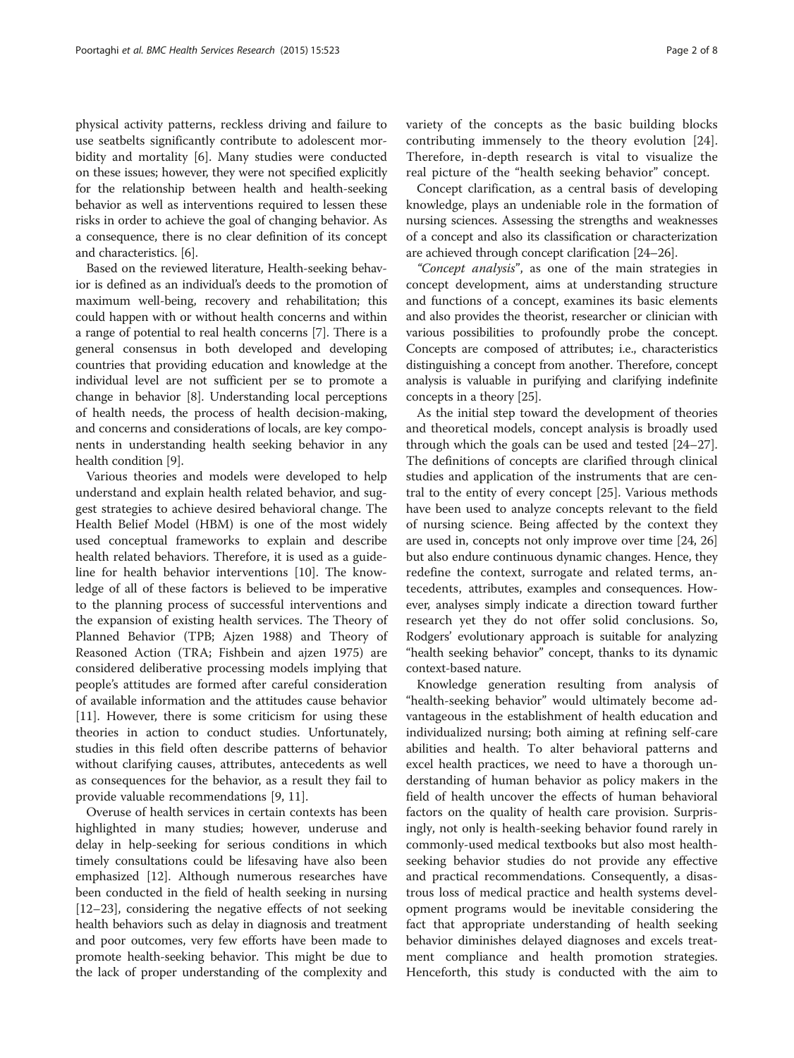physical activity patterns, reckless driving and failure to use seatbelts significantly contribute to adolescent morbidity and mortality [6]. Many studies were conducted on these issues; however, they were not specified explicitly for the relationship between health and health-seeking behavior as well as interventions required to lessen these risks in order to achieve the goal of changing behavior. As a consequence, there is no clear definition of its concept and characteristics. [6].

Based on the reviewed literature, Health-seeking behavior is defined as an individual's deeds to the promotion of maximum well-being, recovery and rehabilitation; this could happen with or without health concerns and within a range of potential to real health concerns [7]. There is a general consensus in both developed and developing countries that providing education and knowledge at the individual level are not sufficient per se to promote a change in behavior [8]. Understanding local perceptions of health needs, the process of health decision-making, and concerns and considerations of locals, are key components in understanding health seeking behavior in any health condition [9].

Various theories and models were developed to help understand and explain health related behavior, and suggest strategies to achieve desired behavioral change. The Health Belief Model (HBM) is one of the most widely used conceptual frameworks to explain and describe health related behaviors. Therefore, it is used as a guideline for health behavior interventions [10]. The knowledge of all of these factors is believed to be imperative to the planning process of successful interventions and the expansion of existing health services. The Theory of Planned Behavior (TPB; Ajzen 1988) and Theory of Reasoned Action (TRA; Fishbein and ajzen 1975) are considered deliberative processing models implying that people's attitudes are formed after careful consideration of available information and the attitudes cause behavior [11]. However, there is some criticism for using these theories in action to conduct studies. Unfortunately, studies in this field often describe patterns of behavior without clarifying causes, attributes, antecedents as well as consequences for the behavior, as a result they fail to provide valuable recommendations [9, 11].

Overuse of health services in certain contexts has been highlighted in many studies; however, underuse and delay in help-seeking for serious conditions in which timely consultations could be lifesaving have also been emphasized [12]. Although numerous researches have been conducted in the field of health seeking in nursing [12–23], considering the negative effects of not seeking health behaviors such as delay in diagnosis and treatment and poor outcomes, very few efforts have been made to promote health-seeking behavior. This might be due to the lack of proper understanding of the complexity and variety of the concepts as the basic building blocks contributing immensely to the theory evolution [24]. Therefore, in-depth research is vital to visualize the real picture of the "health seeking behavior" concept.

Concept clarification, as a central basis of developing knowledge, plays an undeniable role in the formation of nursing sciences. Assessing the strengths and weaknesses of a concept and also its classification or characterization are achieved through concept clarification [24–26].

*"Concept analysis"*, as one of the main strategies in concept development, aims at understanding structure and functions of a concept, examines its basic elements and also provides the theorist, researcher or clinician with various possibilities to profoundly probe the concept. Concepts are composed of attributes; i.e., characteristics distinguishing a concept from another. Therefore, concept analysis is valuable in purifying and clarifying indefinite concepts in a theory [25].

As the initial step toward the development of theories and theoretical models, concept analysis is broadly used through which the goals can be used and tested [24–27]. The definitions of concepts are clarified through clinical studies and application of the instruments that are central to the entity of every concept [25]. Various methods have been used to analyze concepts relevant to the field of nursing science. Being affected by the context they are used in, concepts not only improve over time [24, 26] but also endure continuous dynamic changes. Hence, they redefine the context, surrogate and related terms, antecedents, attributes, examples and consequences. However, analyses simply indicate a direction toward further research yet they do not offer solid conclusions. So, Rodgers' evolutionary approach is suitable for analyzing "health seeking behavior" concept, thanks to its dynamic context-based nature.

Knowledge generation resulting from analysis of "health-seeking behavior" would ultimately become advantageous in the establishment of health education and individualized nursing; both aiming at refining self-care abilities and health. To alter behavioral patterns and excel health practices, we need to have a thorough understanding of human behavior as policy makers in the field of health uncover the effects of human behavioral factors on the quality of health care provision. Surprisingly, not only is health-seeking behavior found rarely in commonly-used medical textbooks but also most health-seeking behavior studies do not provide any effective and practical recommendations. Consequently, a disastrous loss of medical practice and health systems development programs would be inevitable considering the fact that appropriate understanding of health seeking behavior diminishes delayed diagnoses and excels treatment compliance and health promotion strategies. Henceforth, this study is conducted with the aim to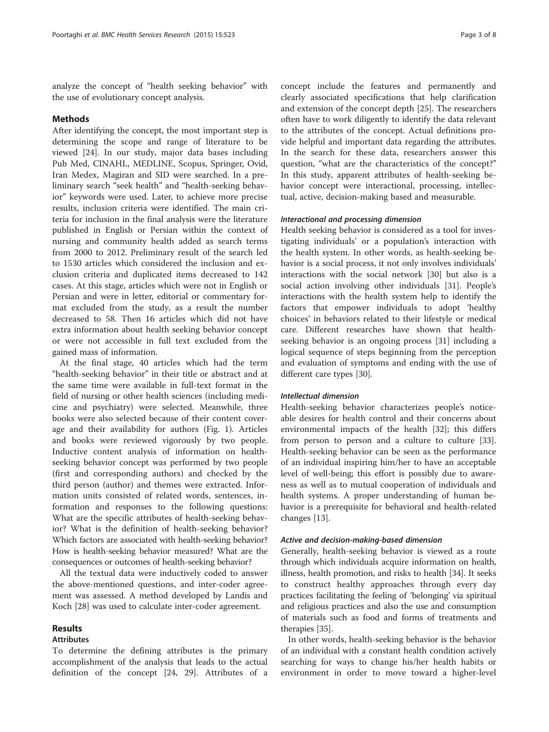analyze the concept of "health seeking behavior" with the use of evolutionary concept analysis.

## Methods

After identifying the concept, the most important step is determining the scope and range of literature to be viewed [24]. In our study, major data bases including Pub Med, CINAHL, MEDLINE, Scopus, Springer, Ovid, Iran Medex, Magiran and SID were searched. In a preliminary search "seek health" and "health-seeking behavior" keywords were used. Later, to achieve more precise results, inclusion criteria were identified. The main criteria for inclusion in the final analysis were the literature published in English or Persian within the context of nursing and community health added as search terms from 2000 to 2012. Preliminary result of the search led to 1530 articles which considered the inclusion and exclusion criteria and duplicated items decreased to 142 cases. At this stage, articles which were not in English or Persian and were in letter, editorial or commentary format excluded from the study, as a result the number decreased to 58. Then 16 articles which did not have extra information about health seeking behavior concept or were not accessible in full text excluded from the gained mass of information.

At the final stage, 40 articles which had the term "health-seeking behavior" in their title or abstract and at the same time were available in full-text format in the field of nursing or other health sciences (including medicine and psychiatry) were selected. Meanwhile, three books were also selected because of their content coverage and their availability for authors (Fig. 1). Articles and books were reviewed vigorously by two people. Inductive content analysis of information on health-seeking behavior concept was performed by two people (first and corresponding authors) and checked by the third person (author) and themes were extracted. Information units consisted of related words, sentences, information and responses to the following questions: What are the specific attributes of health-seeking behavior? What is the definition of health-seeking behavior? Which factors are associated with health-seeking behavior? How is health-seeking behavior measured? What are the consequences or outcomes of health-seeking behavior?

All the textual data were inductively coded to answer the above-mentioned questions, and inter-coder agreement was assessed. A method developed by Landis and Koch [28] was used to calculate inter-coder agreement.

## Results

### Attributes

To determine the defining attributes is the primary accomplishment of the analysis that leads to the actual definition of the concept [24, 29]. Attributes of a concept include the features and permanently and clearly associated specifications that help clarification and extension of the concept depth [25]. The researchers often have to work diligently to identify the data relevant to the attributes of the concept. Actual definitions provide helpful and important data regarding the attributes. In the search for these data, researchers answer this question, "what are the characteristics of the concept?" In this study, apparent attributes of health-seeking behavior concept were interactional, processing, intellectual, active, decision-making based and measurable.

#### *Interactional and processing dimension*

Health seeking behavior is considered as a tool for investigating individuals' or a population's interaction with the health system. In other words, as health-seeking behavior is a social process, it not only involves individuals' interactions with the social network [30] but also is a social action involving other individuals [31]. People's interactions with the health system help to identify the factors that empower individuals to adopt 'healthy choices' in behaviors related to their lifestyle or medical care. Different researches have shown that health-seeking behavior is an ongoing process [31] including a logical sequence of steps beginning from the perception and evaluation of symptoms and ending with the use of different care types [30].

#### *Intellectual dimension*

Health-seeking behavior characterizes people's noticeable desires for health control and their concerns about environmental impacts of the health [32]; this differs from person to person and a culture to culture [33]. Health-seeking behavior can be seen as the performance of an individual inspiring him/her to have an acceptable level of well-being; this effort is possibly due to awareness as well as to mutual cooperation of individuals and health systems. A proper understanding of human behavior is a prerequisite for behavioral and health-related changes [13].

#### *Active and decision-making-based dimension*

Generally, health-seeking behavior is viewed as a route through which individuals acquire information on health, illness, health promotion, and risks to health [34]. It seeks to construct healthy approaches through every day practices facilitating the feeling of 'belonging' via spiritual and religious practices and also the use and consumption of materials such as food and forms of treatments and therapies [35].

In other words, health-seeking behavior is the behavior of an individual with a constant health condition actively searching for ways to change his/her health habits or environment in order to move toward a higher-level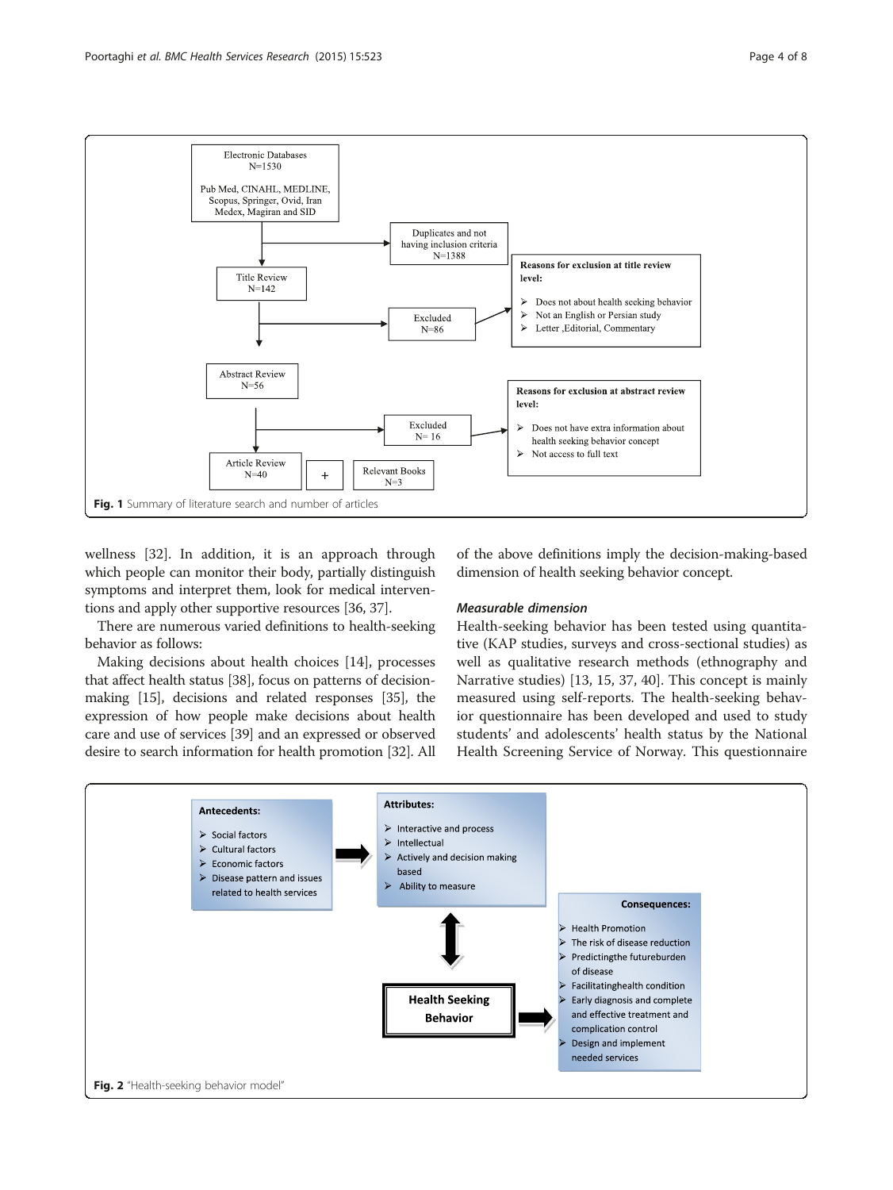Electronic Databases
N=1530

Pub Med, CINAHL, MEDLINE, Scopus, Springer, Ovid, Iran Medex, Magiran and SID

Duplicates and not having inclusion criteria
N=1388

Title Review
N=142

Excluded
N=86

**Reasons for exclusion at title review level:**

- Does not about health seeking behavior
- Not an English or Persian study
- Letter ,Editorial, Commentary

Abstract Review
N=56

Excluded
N= 16

**Reasons for exclusion at abstract review level:**

- Does not have extra information about health seeking behavior concept
- Not access to full text

Article Review
N=40

+

Relevant Books
N=3

**Fig. 1** Summary of literature search and number of articles

wellness [32]. In addition, it is an approach through which people can monitor their body, partially distinguish symptoms and interpret them, look for medical interventions and apply other supportive resources [36, 37].

There are numerous varied definitions to health-seeking behavior as follows:

Making decisions about health choices [14], processes that affect health status [38], focus on patterns of decision-making [15], decisions and related responses [35], the expression of how people make decisions about health care and use of services [39] and an expressed or observed desire to search information for health promotion [32]. All of the above definitions imply the decision-making-based dimension of health seeking behavior concept.

### *Measurable dimension*

Health-seeking behavior has been tested using quantitative (KAP studies, surveys and cross-sectional studies) as well as qualitative research methods (ethnography and Narrative studies) [13, 15, 37, 40]. This concept is mainly measured using self-reports. The health-seeking behavior questionnaire has been developed and used to study students' and adolescents' health status by the National Health Screening Service of Norway. This questionnaire

**Antecedents:**

- Social factors
- Cultural factors
- Economic factors
- Disease pattern and issues related to health services

**Attributes:**

- Interactive and process
- Intellectual
- Actively and decision making based
- Ability to measure

**Health Seeking Behavior**

**Consequences:**

- Health Promotion
- The risk of disease reduction
- Predictingthe futureburden of disease
- Facilitatinghealth condition
- Early diagnosis and complete and effective treatment and complication control
- Design and implement needed services

**Fig. 2** "Health-seeking behavior model"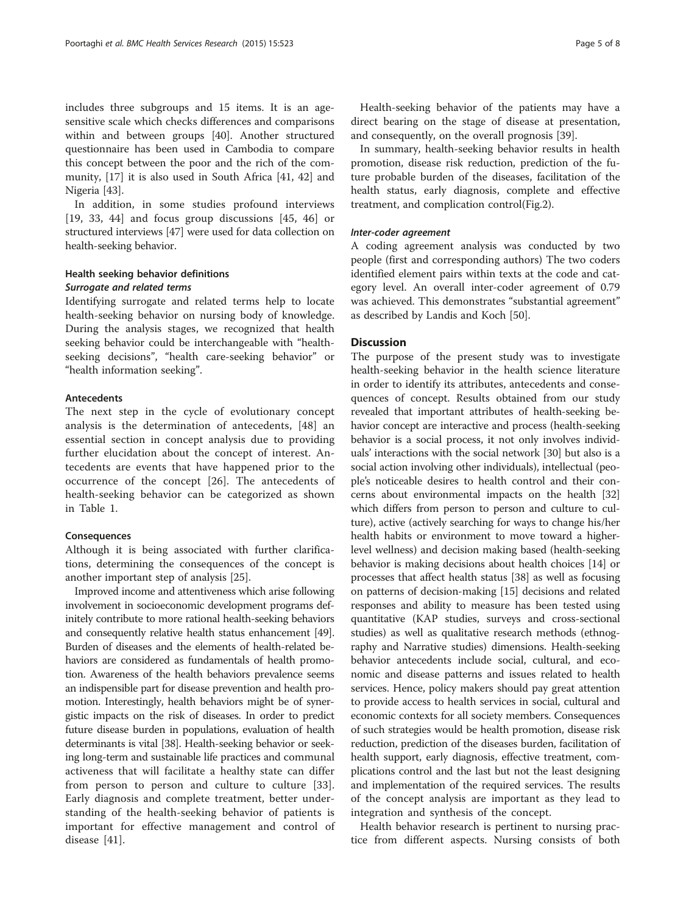includes three subgroups and 15 items. It is an age-sensitive scale which checks differences and comparisons within and between groups [40]. Another structured questionnaire has been used in Cambodia to compare this concept between the poor and the rich of the community, [17] it is also used in South Africa [41, 42] and Nigeria [43].

In addition, in some studies profound interviews [19, 33, 44] and focus group discussions [45, 46] or structured interviews [47] were used for data collection on health-seeking behavior.

### Health seeking behavior definitions

#### *Surrogate and related terms*

Identifying surrogate and related terms help to locate health-seeking behavior on nursing body of knowledge. During the analysis stages, we recognized that health seeking behavior could be interchangeable with "health-seeking decisions", "health care-seeking behavior" or "health information seeking".

### Antecedents

The next step in the cycle of evolutionary concept analysis is the determination of antecedents, [48] an essential section in concept analysis due to providing further elucidation about the concept of interest. Antecedents are events that have happened prior to the occurrence of the concept [26]. The antecedents of health-seeking behavior can be categorized as shown in Table 1.

### Consequences

Although it is being associated with further clarifications, determining the consequences of the concept is another important step of analysis [25].

Improved income and attentiveness which arise following involvement in socioeconomic development programs definitely contribute to more rational health-seeking behaviors and consequently relative health status enhancement [49]. Burden of diseases and the elements of health-related behaviors are considered as fundamentals of health promotion. Awareness of the health behaviors prevalence seems an indispensible part for disease prevention and health promotion. Interestingly, health behaviors might be of synergistic impacts on the risk of diseases. In order to predict future disease burden in populations, evaluation of health determinants is vital [38]. Health-seeking behavior or seeking long-term and sustainable life practices and communal activeness that will facilitate a healthy state can differ from person to person and culture to culture [33]. Early diagnosis and complete treatment, better understanding of the health-seeking behavior of patients is important for effective management and control of disease [41].

Health-seeking behavior of the patients may have a direct bearing on the stage of disease at presentation, and consequently, on the overall prognosis [39].

In summary, health-seeking behavior results in health promotion, disease risk reduction, prediction of the future probable burden of the diseases, facilitation of the health status, early diagnosis, complete and effective treatment, and complication control(Fig.2).

#### *Inter-coder agreement*

A coding agreement analysis was conducted by two people (first and corresponding authors) The two coders identified element pairs within texts at the code and category level. An overall inter-coder agreement of 0.79 was achieved. This demonstrates "substantial agreement" as described by Landis and Koch [50].

## Discussion

The purpose of the present study was to investigate health-seeking behavior in the health science literature in order to identify its attributes, antecedents and consequences of concept. Results obtained from our study revealed that important attributes of health-seeking behavior concept are interactive and process (health-seeking behavior is a social process, it not only involves individuals' interactions with the social network [30] but also is a social action involving other individuals), intellectual (people's noticeable desires to health control and their concerns about environmental impacts on the health [32] which differs from person to person and culture to culture), active (actively searching for ways to change his/her health habits or environment to move toward a higher-level wellness) and decision making based (health-seeking behavior is making decisions about health choices [14] or processes that affect health status [38] as well as focusing on patterns of decision-making [15] decisions and related responses and ability to measure has been tested using quantitative (KAP studies, surveys and cross-sectional studies) as well as qualitative research methods (ethnography and Narrative studies) dimensions. Health-seeking behavior antecedents include social, cultural, and economic and disease patterns and issues related to health services. Hence, policy makers should pay great attention to provide access to health services in social, cultural and economic contexts for all society members. Consequences of such strategies would be health promotion, disease risk reduction, prediction of the diseases burden, facilitation of health support, early diagnosis, effective treatment, complications control and the last but not the least designing and implementation of the required services. The results of the concept analysis are important as they lead to integration and synthesis of the concept.

Health behavior research is pertinent to nursing practice from different aspects. Nursing consists of both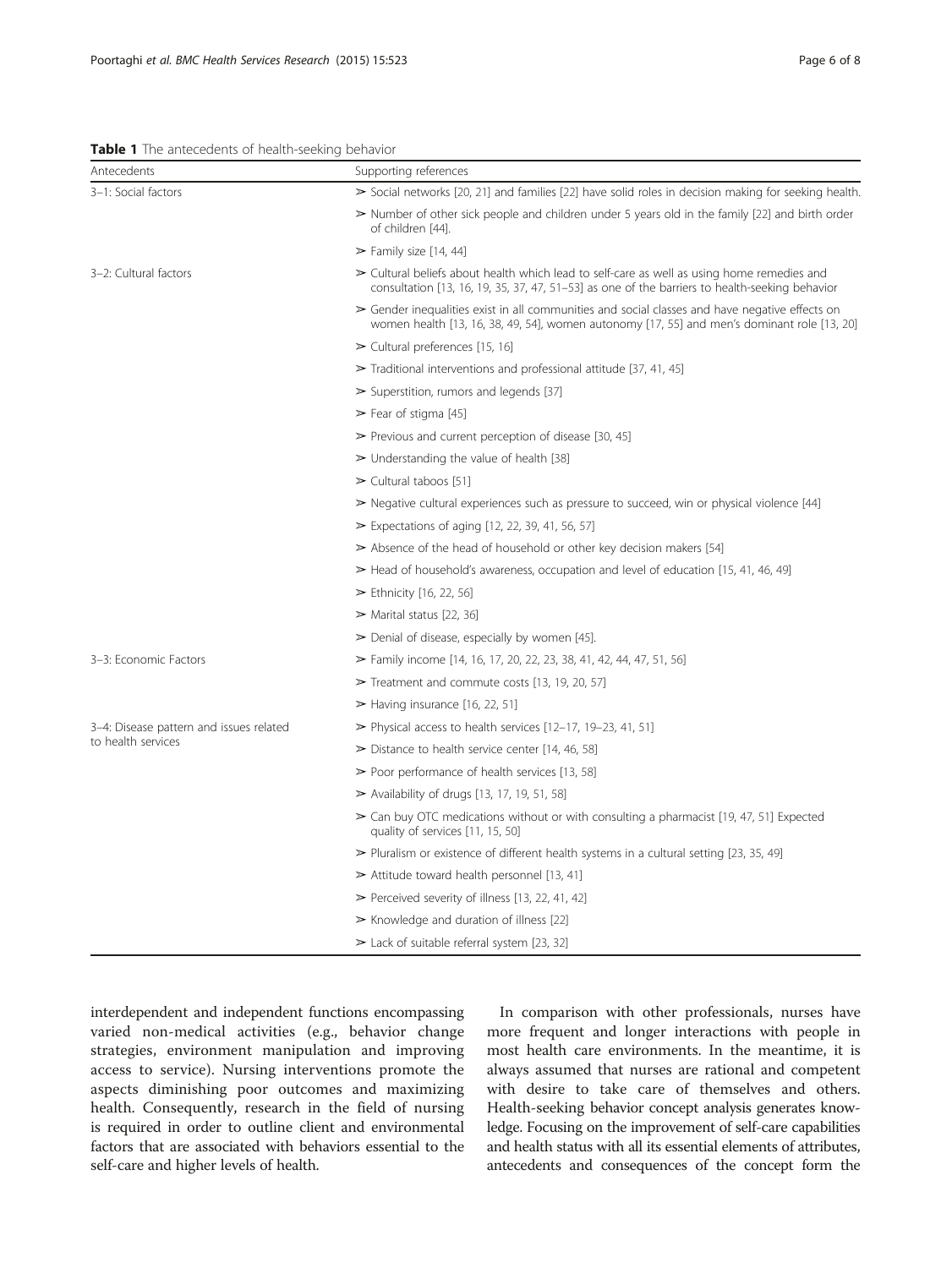**Table 1** The antecedents of health-seeking behavior

| Antecedents | Supporting references |
| --- | --- |
| 3–1: Social factors | ➢ Social networks [20, 21] and families [22] have solid roles in decision making for seeking health. |
| | ➢ Number of other sick people and children under 5 years old in the family [22] and birth order of children [44]. |
| | ➢ Family size [14, 44] |
| 3–2: Cultural factors | ➢ Cultural beliefs about health which lead to self-care as well as using home remedies and consultation [13, 16, 19, 35, 37, 47, 51–53] as one of the barriers to health-seeking behavior |
| | ➢ Gender inequalities exist in all communities and social classes and have negative effects on women health [13, 16, 38, 49, 54], women autonomy [17, 55] and men's dominant role [13, 20] |
| | ➢ Cultural preferences [15, 16] |
| | ➢ Traditional interventions and professional attitude [37, 41, 45] |
| | ➢ Superstition, rumors and legends [37] |
| | ➢ Fear of stigma [45] |
| | ➢ Previous and current perception of disease [30, 45] |
| | ➢ Understanding the value of health [38] |
| | ➢ Cultural taboos [51] |
| | ➢ Negative cultural experiences such as pressure to succeed, win or physical violence [44] |
| | ➢ Expectations of aging [12, 22, 39, 41, 56, 57] |
| | ➢ Absence of the head of household or other key decision makers [54] |
| | ➢ Head of household's awareness, occupation and level of education [15, 41, 46, 49] |
| | ➢ Ethnicity [16, 22, 56] |
| | ➢ Marital status [22, 36] |
| | ➢ Denial of disease, especially by women [45]. |
| 3–3: Economic Factors | ➢ Family income [14, 16, 17, 20, 22, 23, 38, 41, 42, 44, 47, 51, 56] |
| | ➢ Treatment and commute costs [13, 19, 20, 57] |
| | ➢ Having insurance [16, 22, 51] |
| 3–4: Disease pattern and issues related to health services | ➢ Physical access to health services [12–17, 19–23, 41, 51] |
| | ➢ Distance to health service center [14, 46, 58] |
| | ➢ Poor performance of health services [13, 58] |
| | ➢ Availability of drugs [13, 17, 19, 51, 58] |
| | ➢ Can buy OTC medications without or with consulting a pharmacist [19, 47, 51] Expected quality of services [11, 15, 50] |
| | ➢ Pluralism or existence of different health systems in a cultural setting [23, 35, 49] |
| | ➢ Attitude toward health personnel [13, 41] |
| | ➢ Perceived severity of illness [13, 22, 41, 42] |
| | ➢ Knowledge and duration of illness [22] |
| | ➢ Lack of suitable referral system [23, 32] |

interdependent and independent functions encompassing varied non-medical activities (e.g., behavior change strategies, environment manipulation and improving access to service). Nursing interventions promote the aspects diminishing poor outcomes and maximizing health. Consequently, research in the field of nursing is required in order to outline client and environmental factors that are associated with behaviors essential to the self-care and higher levels of health.

In comparison with other professionals, nurses have more frequent and longer interactions with people in most health care environments. In the meantime, it is always assumed that nurses are rational and competent with desire to take care of themselves and others. Health-seeking behavior concept analysis generates knowledge. Focusing on the improvement of self-care capabilities and health status with all its essential elements of attributes, antecedents and consequences of the concept form the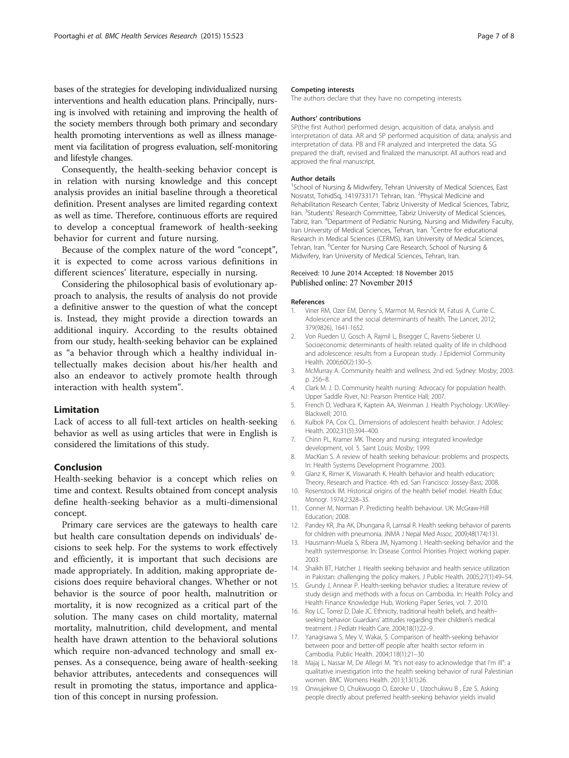bases of the strategies for developing individualized nursing interventions and health education plans. Principally, nursing is involved with retaining and improving the health of the society members through both primary and secondary health promoting interventions as well as illness management via facilitation of progress evaluation, self-monitoring and lifestyle changes.

Consequently, the health-seeking behavior concept is in relation with nursing knowledge and this concept analysis provides an initial baseline through a theoretical definition. Present analyses are limited regarding context as well as time. Therefore, continuous efforts are required to develop a conceptual framework of health-seeking behavior for current and future nursing.

Because of the complex nature of the word "concept", it is expected to come across various definitions in different sciences' literature, especially in nursing.

Considering the philosophical basis of evolutionary approach to analysis, the results of analysis do not provide a definitive answer to the question of what the concept is. Instead, they might provide a direction towards an additional inquiry. According to the results obtained from our study, health-seeking behavior can be explained as "a behavior through which a healthy individual intellectually makes decision about his/her health and also an endeavor to actively promote health through interaction with health system".

## Limitation

Lack of access to all full-text articles on health-seeking behavior as well as using articles that were in English is considered the limitations of this study.

## Conclusion

Health-seeking behavior is a concept which relies on time and context. Results obtained from concept analysis define health-seeking behavior as a multi-dimensional concept.

Primary care services are the gateways to health care but health care consultation depends on individuals' decisions to seek help. For the systems to work effectively and efficiently, it is important that such decisions are made appropriately. In addition, making appropriate decisions does require behavioral changes. Whether or not behavior is the source of poor health, malnutrition or mortality, it is now recognized as a critical part of the solution. The many cases on child mortality, maternal mortality, malnutrition, child development, and mental health have drawn attention to the behavioral solutions which require non-advanced technology and small expenses. As a consequence, being aware of health-seeking behavior attributes, antecedents and consequences will result in promoting the status, importance and application of this concept in nursing profession.

#### Competing interests

The authors declare that they have no competing interests.

#### Authors' contributions

SP(the first Author) performed design, acquisition of data, analysis and interpretation of data. AR and SP performed acquisition of data, analysis and interpretation of data. PB and FR analyzed and interpreted the data. SG prepared the draft, revised and finalized the manuscript. All authors read and approved the final manuscript.

#### Author details

[1]School of Nursing & Midwifery, Tehran University of Medical Sciences, East Nosratst, TohidSq, 1419733171 Tehran, Iran. [2]Physical Medicine and Rehabilitation Research Center, Tabriz University of Medical Sciences, Tabriz, Iran. [3]Students' Research Committee, Tabriz University of Medical Sciences, Tabriz, Iran. [4]Department of Pediatric Nursing, Nursing and Midwifery Faculty, Iran University of Medical Sciences, Tehran, Iran. [5]Centre for educational Research in Medical Sciences (CERMS), Iran University of Medical Sciences, Tehran, Iran. [6]Center for Nursing Care Research, School of Nursing & Midwifery, Iran University of Medical Sciences, Tehran, Iran.

Received: 10 June 2014 Accepted: 18 November 2015
Published online: 27 November 2015

#### References

1. Viner RM, Ozer EM, Denny S, Marmot M, Resnick M, Fatusi A, Currie C. Adolescence and the social determinants of health. The Lancet, 2012; 379(9826), 1641-1652.
2. Von Rueden U, Gosch A, Rajmil L, Bisegger C, Ravens-Sieberer U. Socioeconomic determinants of health related quality of life in childhood and adolescence: results from a European study. J Epidemiol Community Health. 2006;60(2):130–5.
3. McMurray A. Community health and wellness. 2nd ed. Sydney: Mosby; 2003. p. 256–8.
4. Clark M. J. D. Community health nursing: Advocacy for population health. Upper Saddle River, NJ: Pearson Prentice Hall; 2007.
5. French D, Vedhara K, Kaptein AA, Weinman J. Health Psychology. UK:Wiley-Blackwell; 2010.
6. Kulbok PA, Cox CL. Dimensions of adolescent health behavior. J Adolesc Health. 2002;31(5):394–400.
7. Chinn PL, Kramer MK. Theory and nursing: integrated knowledge development, vol. 5. Saint Louis: Mosby; 1999.
8. MacKian S. A review of health seeking behaviour: problems and prospects. In: Health Systems Development Programme. 2003.
9. Glanz K, Rimer K, Viswanath K. Health behavior and health education; Theory, Research and Practice. 4th ed. San Francisco: Jossey-Bass; 2008.
10. Rosenstock IM. Historical origins of the health belief model. Health Educ Monogr. 1974;2:328–35.
11. Conner M, Norman P. Predicting health behaviour. UK: McGraw-Hill Education; 2008.
12. Pandey KR, Jha AK, Dhungana R, Lamsal R. Health seeking behavior of parents for children with pneumonia. JNMA J Nepal Med Assoc. 2009;48(174):131.
13. Hausmann-Muela S, Ribera JM, Nyamong I. Health-seeking behavior and the health systemresponse. In: Disease Control Priorities Project working paper. 2003.
14. Shaikh BT, Hatcher J. Health seeking behavior and health service utilization in Pakistan: challenging the policy makers. J Public Health. 2005;27(1):49–54.
15. Grundy J, Annear P. Health-seeking behavior studies: a literature review of study design and methods with a focus on Cambodia. In: Health Policy and Health Finance Knowledge Hub, Working Paper Series, vol. 7. 2010.
16. Roy LC, Torrez D, Dale JC. Ethnicity, traditional health beliefs, and health–seeking behavior: Guardians' attitudes regarding their children's medical treatment. J Pediatr Health Care. 2004;18(1):22–9.
17. Yanagisawa S, Mey V, Wakai, S. Comparison of health-seeking behavior between poor and better-off people after health sector reform in Cambodia. Public Health. 2004;118(1):21–30
18. Majaj L, Nassar M, De Allegri M. "It's not easy to acknowledge that I'm ill": a qualitative investigation into the health seeking behavior of rural Palestinian women. BMC Womens Health. 2013;13(1):26.
19. Onwujekwe O, Chukwuogo O, Ezeoke U , Uzochukwu B , Eze S. Asking people directly about preferred health-seeking behavior yields invalid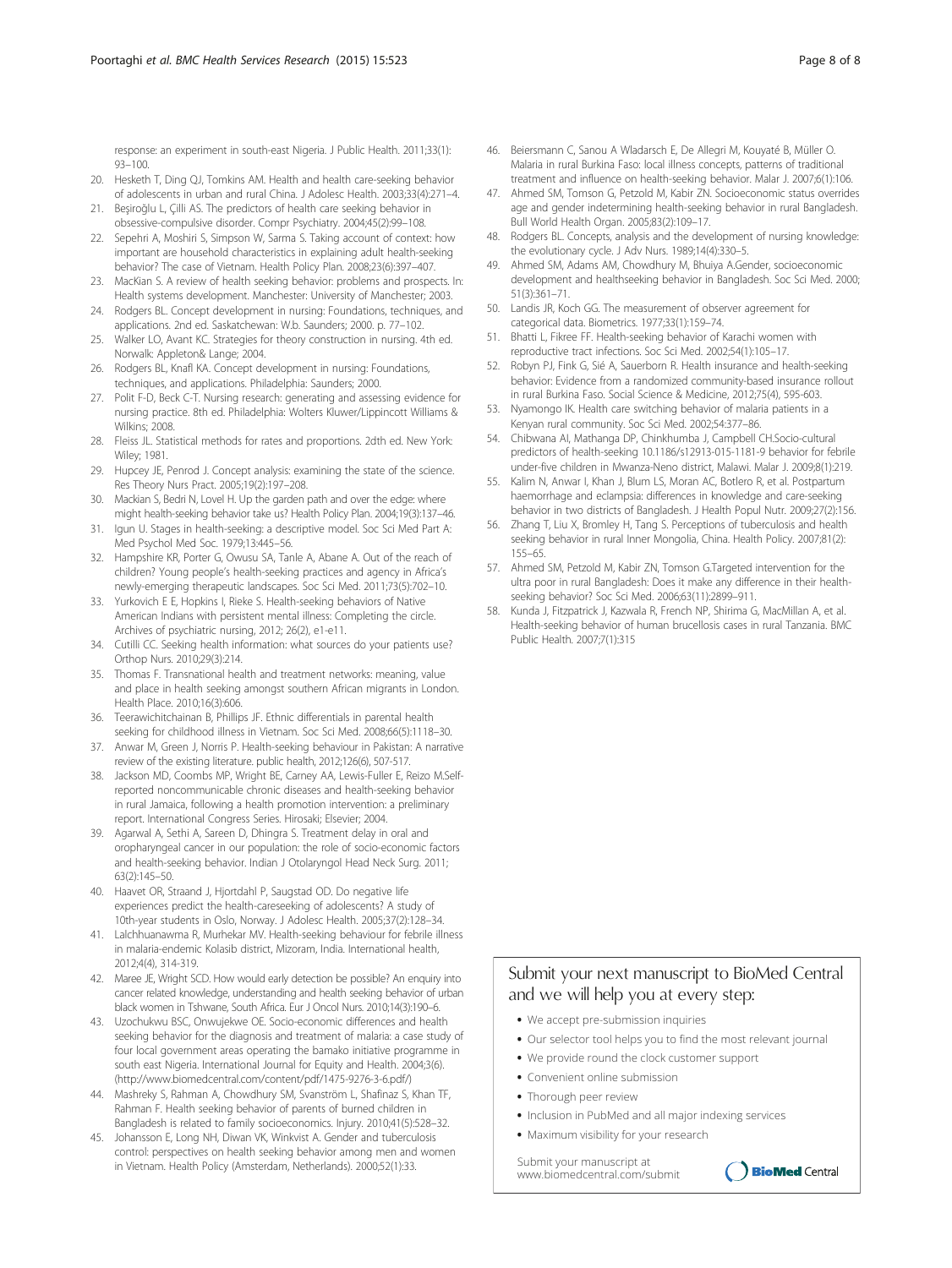response: an experiment in south-east Nigeria. J Public Health. 2011;33(1): 93–100.

20. Hesketh T, Ding QJ, Tomkins AM. Health and health care-seeking behavior of adolescents in urban and rural China. J Adolesc Health. 2003;33(4):271–4.
21. Beşiroğlu L, Çilli AS. The predictors of health care seeking behavior in obsessive-compulsive disorder. Compr Psychiatry. 2004;45(2):99–108.
22. Sepehri A, Moshiri S, Simpson W, Sarma S. Taking account of context: how important are household characteristics in explaining adult health-seeking behavior? The case of Vietnam. Health Policy Plan. 2008;23(6):397–407.
23. MacKian S. A review of health seeking behavior: problems and prospects. In: Health systems development. Manchester: University of Manchester; 2003.
24. Rodgers BL. Concept development in nursing: Foundations, techniques, and applications. 2nd ed. Saskatchewan: W.b. Saunders; 2000. p. 77–102.
25. Walker LO, Avant KC. Strategies for theory construction in nursing. 4th ed. Norwalk: Appleton& Lange; 2004.
26. Rodgers BL, Knafl KA. Concept development in nursing: Foundations, techniques, and applications. Philadelphia: Saunders; 2000.
27. Polit F-D, Beck C-T. Nursing research: generating and assessing evidence for nursing practice. 8th ed. Philadelphia: Wolters Kluwer/Lippincott Williams & Wilkins; 2008.
28. Fleiss JL. Statistical methods for rates and proportions. 2dth ed. New York: Wiley; 1981.
29. Hupcey JE, Penrod J. Concept analysis: examining the state of the science. Res Theory Nurs Pract. 2005;19(2):197–208.
30. Mackian S, Bedri N, Lovel H. Up the garden path and over the edge: where might health-seeking behavior take us? Health Policy Plan. 2004;19(3):137–46.
31. Igun U. Stages in health-seeking: a descriptive model. Soc Sci Med Part A: Med Psychol Med Soc. 1979;13:445–56.
32. Hampshire KR, Porter G, Owusu SA, Tanle A, Abane A. Out of the reach of children? Young people's health-seeking practices and agency in Africa's newly-emerging therapeutic landscapes. Soc Sci Med. 2011;73(5):702–10.
33. Yurkovich E E, Hopkins I, Rieke S. Health-seeking behaviors of Native American Indians with persistent mental illness: Completing the circle. Archives of psychiatric nursing, 2012; 26(2), e1-e11.
34. Cutilli CC. Seeking health information: what sources do your patients use? Orthop Nurs. 2010;29(3):214.
35. Thomas F. Transnational health and treatment networks: meaning, value and place in health seeking amongst southern African migrants in London. Health Place. 2010;16(3):606.
36. Teerawichitchainan B, Phillips JF. Ethnic differentials in parental health seeking for childhood illness in Vietnam. Soc Sci Med. 2008;66(5):1118–30.
37. Anwar M, Green J, Norris P. Health-seeking behaviour in Pakistan: A narrative review of the existing literature. public health, 2012;126(6), 507-517.
38. Jackson MD, Coombs MP, Wright BE, Carney AA, Lewis-Fuller E, Reizo M.Self-reported noncommunicable chronic diseases and health-seeking behavior in rural Jamaica, following a health promotion intervention: a preliminary report. International Congress Series. Hirosaki; Elsevier; 2004.
39. Agarwal A, Sethi A, Sareen D, Dhingra S. Treatment delay in oral and oropharyngeal cancer in our population: the role of socio-economic factors and health-seeking behavior. Indian J Otolaryngol Head Neck Surg. 2011; 63(2):145–50.
40. Haavet OR, Straand J, Hjortdahl P, Saugstad OD. Do negative life experiences predict the health-careseeking of adolescents? A study of 10th-year students in Oslo, Norway. J Adolesc Health. 2005;37(2):128–34.
41. Lalchhuanawma R, Murhekar MV. Health-seeking behaviour for febrile illness in malaria-endemic Kolasib district, Mizoram, India. International health, 2012;4(4), 314-319.
42. Maree JE, Wright SCD. How would early detection be possible? An enquiry into cancer related knowledge, understanding and health seeking behavior of urban black women in Tshwane, South Africa. Eur J Oncol Nurs. 2010;14(3):190–6.
43. Uzochukwu BSC, Onwujekwe OE. Socio-economic differences and health seeking behavior for the diagnosis and treatment of malaria: a case study of four local government areas operating the bamako initiative programme in south east Nigeria. International Journal for Equity and Health. 2004;3(6). (http://www.biomedcentral.com/content/pdf/1475-9276-3-6.pdf/)
44. Mashreky S, Rahman A, Chowdhury SM, Svanström L, Shafinaz S, Khan TF, Rahman F. Health seeking behavior of parents of burned children in Bangladesh is related to family socioeconomics. Injury. 2010;41(5):528–32.
45. Johansson E, Long NH, Diwan VK, Winkvist A. Gender and tuberculosis control: perspectives on health seeking behavior among men and women in Vietnam. Health Policy (Amsterdam, Netherlands). 2000;52(1):33.
46. Beiersmann C, Sanou A Wladarsch E, De Allegri M, Kouyaté B, Müller O. Malaria in rural Burkina Faso: local illness concepts, patterns of traditional treatment and influence on health-seeking behavior. Malar J. 2007;6(1):106.
47. Ahmed SM, Tomson G, Petzold M, Kabir ZN. Socioeconomic status overrides age and gender indetermining health-seeking behavior in rural Bangladesh. Bull World Health Organ. 2005;83(2):109–17.
48. Rodgers BL. Concepts, analysis and the development of nursing knowledge: the evolutionary cycle. J Adv Nurs. 1989;14(4):330–5.
49. Ahmed SM, Adams AM, Chowdhury M, Bhuiya A.Gender, socioeconomic development and healthseeking behavior in Bangladesh. Soc Sci Med. 2000; 51(3):361–71.
50. Landis JR, Koch GG. The measurement of observer agreement for categorical data. Biometrics. 1977;33(1):159–74.
51. Bhatti L, Fikree FF. Health-seeking behavior of Karachi women with reproductive tract infections. Soc Sci Med. 2002;54(1):105–17.
52. Robyn PJ, Fink G, Sié A, Sauerborn R. Health insurance and health-seeking behavior: Evidence from a randomized community-based insurance rollout in rural Burkina Faso. Social Science & Medicine, 2012;75(4), 595-603.
53. Nyamongo IK. Health care switching behavior of malaria patients in a Kenyan rural community. Soc Sci Med. 2002;54:377–86.
54. Chibwana AI, Mathanga DP, Chinkhumba J, Campbell CH.Socio-cultural predictors of health-seeking 10.1186/s12913-015-1181-9 behavior for febrile under-five children in Mwanza-Neno district, Malawi. Malar J. 2009;8(1):219.
55. Kalim N, Anwar I, Khan J, Blum LS, Moran AC, Botlero R, et al. Postpartum haemorrhage and eclampsia: differences in knowledge and care-seeking behavior in two districts of Bangladesh. J Health Popul Nutr. 2009;27(2):156.
56. Zhang T, Liu X, Bromley H, Tang S. Perceptions of tuberculosis and health seeking behavior in rural Inner Mongolia, China. Health Policy. 2007;81(2): 155–65.
57. Ahmed SM, Petzold M, Kabir ZN, Tomson G.Targeted intervention for the ultra poor in rural Bangladesh: Does it make any difference in their health-seeking behavior? Soc Sci Med. 2006;63(11):2899–911.
58. Kunda J, Fitzpatrick J, Kazwala R, French NP, Shirima G, MacMillan A, et al. Health-seeking behavior of human brucellosis cases in rural Tanzania. BMC Public Health. 2007;7(1):315

Submit your next manuscript to BioMed Central and we will help you at every step:

- We accept pre-submission inquiries
- Our selector tool helps you to find the most relevant journal
- We provide round the clock customer support
- Convenient online submission
- Thorough peer review
- Inclusion in PubMed and all major indexing services
- Maximum visibility for your research

Submit your manuscript at www.biomedcentral.com/submit

BioMed Central